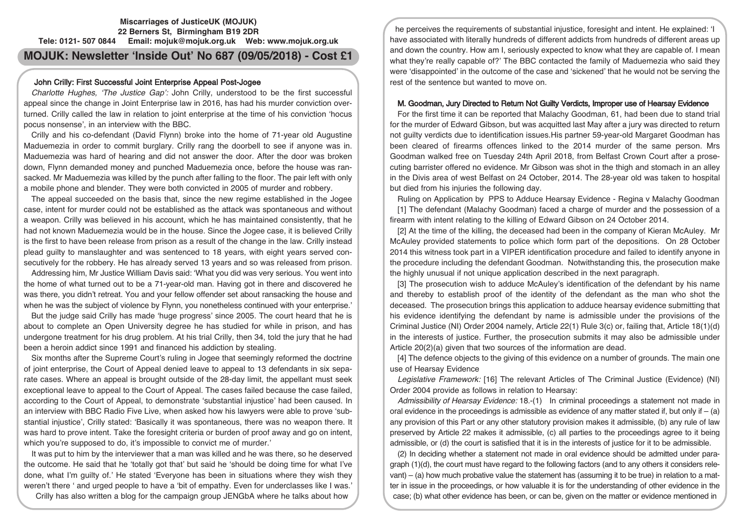**Miscarriages of JusticeUK (MOJUK)**
**22 Berners St, Birmingham B19 2DR**
**Tele: 0121- 507 0844 Email: mojuk@mojuk.org.uk Web: www.mojuk.org.uk**

# MOJUK: Newsletter 'Inside Out' No 687 (09/05/2018) - Cost £1

## John Crilly: First Successful Joint Enterprise Appeal Post-Jogee

*Charlotte Hughes, 'The Justice Gap':* John Crilly, understood to be the first successful appeal since the change in Joint Enterprise law in 2016, has had his murder conviction overturned. Crilly called the law in relation to joint enterprise at the time of his conviction 'hocus pocus nonsense', in an interview with the BBC.

Crilly and his co-defendant (David Flynn) broke into the home of 71-year old Augustine Maduemezia in order to commit burglary. Crilly rang the doorbell to see if anyone was in. Maduemezia was hard of hearing and did not answer the door. After the door was broken down, Flynn demanded money and punched Maduemezia once, before the house was ransacked. Mr Maduemezia was killed by the punch after falling to the floor. The pair left with only a mobile phone and blender. They were both convicted in 2005 of murder and robbery.

The appeal succeeded on the basis that, since the new regime established in the Jogee case, intent for murder could not be established as the attack was spontaneous and without a weapon. Crilly was believed in his account, which he has maintained consistently, that he had not known Maduemezia would be in the house. Since the Jogee case, it is believed Crilly is the first to have been release from prison as a result of the change in the law. Crilly instead plead guilty to manslaughter and was sentenced to 18 years, with eight years served consecutively for the robbery. He has already served 13 years and so was released from prison.

Addressing him, Mr Justice William Davis said: 'What you did was very serious. You went into the home of what turned out to be a 71-year-old man. Having got in there and discovered he was there, you didn't retreat. You and your fellow offender set about ransacking the house and when he was the subject of violence by Flynn, you nonetheless continued with your enterprise.'

But the judge said Crilly has made 'huge progress' since 2005. The court heard that he is about to complete an Open University degree he has studied for while in prison, and has undergone treatment for his drug problem. At his trial Crilly, then 34, told the jury that he had been a heroin addict since 1991 and financed his addiction by stealing.

Six months after the Supreme Court's ruling in Jogee that seemingly reformed the doctrine of joint enterprise, the Court of Appeal denied leave to appeal to 13 defendants in six separate cases. Where an appeal is brought outside of the 28-day limit, the appellant must seek exceptional leave to appeal to the Court of Appeal. The cases failed because the case failed, according to the Court of Appeal, to demonstrate 'substantial injustice' had been caused. In an interview with BBC Radio Five Live, when asked how his lawyers were able to prove 'substantial injustice', Crilly stated: 'Basically it was spontaneous, there was no weapon there. It was hard to prove intent. Take the foresight criteria or burden of proof away and go on intent, which you're supposed to do, it's impossible to convict me of murder.'

It was put to him by the interviewer that a man was killed and he was there, so he deserved the outcome. He said that he 'totally got that' but said he 'should be doing time for what I've done, what I'm guilty of.' He stated 'Everyone has been in situations where they wish they weren't there ' and urged people to have a 'bit of empathy. Even for underclasses like I was.'

Crilly has also written a blog for the campaign group JENGbA where he talks about how he perceives the requirements of substantial injustice, foresight and intent. He explained: 'I have associated with literally hundreds of different addicts from hundreds of different areas up and down the country. How am I, seriously expected to know what they are capable of. I mean what they're really capable of?' The BBC contacted the family of Maduemezia who said they were 'disappointed' in the outcome of the case and 'sickened' that he would not be serving the rest of the sentence but wanted to move on.

## M. Goodman, Jury Directed to Return Not Guilty Verdicts, Improper use of Hearsay Evidence

For the first time it can be reported that Malachy Goodman, 61, had been due to stand trial for the murder of Edward Gibson, but was acquitted last May after a jury was directed to return not guilty verdicts due to identification issues.His partner 59-year-old Margaret Goodman has been cleared of firearms offences linked to the 2014 murder of the same person. Mrs Goodman walked free on Tuesday 24th April 2018, from Belfast Crown Court after a prosecuting barrister offered no evidence. Mr Gibson was shot in the thigh and stomach in an alley in the Divis area of west Belfast on 24 October, 2014. The 28-year old was taken to hospital but died from his injuries the following day.

Ruling on Application by PPS to Adduce Hearsay Evidence - Regina v Malachy Goodman

[1] The defendant (Malachy Goodman) faced a charge of murder and the possession of a firearm with intent relating to the killing of Edward Gibson on 24 October 2014.

[2] At the time of the killing, the deceased had been in the company of Kieran McAuley. Mr McAuley provided statements to police which form part of the depositions. On 28 October 2014 this witness took part in a VIPER identification procedure and failed to identify anyone in the procedure including the defendant Goodman. Notwithstanding this, the prosecution make the highly unusual if not unique application described in the next paragraph.

[3] The prosecution wish to adduce McAuley's identification of the defendant by his name and thereby to establish proof of the identity of the defendant as the man who shot the deceased. The prosecution brings this application to adduce hearsay evidence submitting that his evidence identifying the defendant by name is admissible under the provisions of the Criminal Justice (NI) Order 2004 namely, Article 22(1) Rule 3(c) or, failing that, Article 18(1)(d) in the interests of justice. Further, the prosecution submits it may also be admissible under Article 20(2)(a) given that two sources of the information are dead.

[4] The defence objects to the giving of this evidence on a number of grounds. The main one use of Hearsay Evidence

*Legislative Framework:* [16] The relevant Articles of The Criminal Justice (Evidence) (NI) Order 2004 provide as follows in relation to Hearsay:

*Admissibility of Hearsay Evidence:* 18.-(1) In criminal proceedings a statement not made in oral evidence in the proceedings is admissible as evidence of any matter stated if, but only if – (a) any provision of this Part or any other statutory provision makes it admissible, (b) any rule of law preserved by Article 22 makes it admissible, (c) all parties to the proceedings agree to it being admissible, or (d) the court is satisfied that it is in the interests of justice for it to be admissible.

(2) In deciding whether a statement not made in oral evidence should be admitted under paragraph (1)(d), the court must have regard to the following factors (and to any others it considers relevant) – (a) how much probative value the statement has (assuming it to be true) in relation to a matter in issue in the proceedings, or how valuable it is for the understanding of other evidence in the case; (b) what other evidence has been, or can be, given on the matter or evidence mentioned in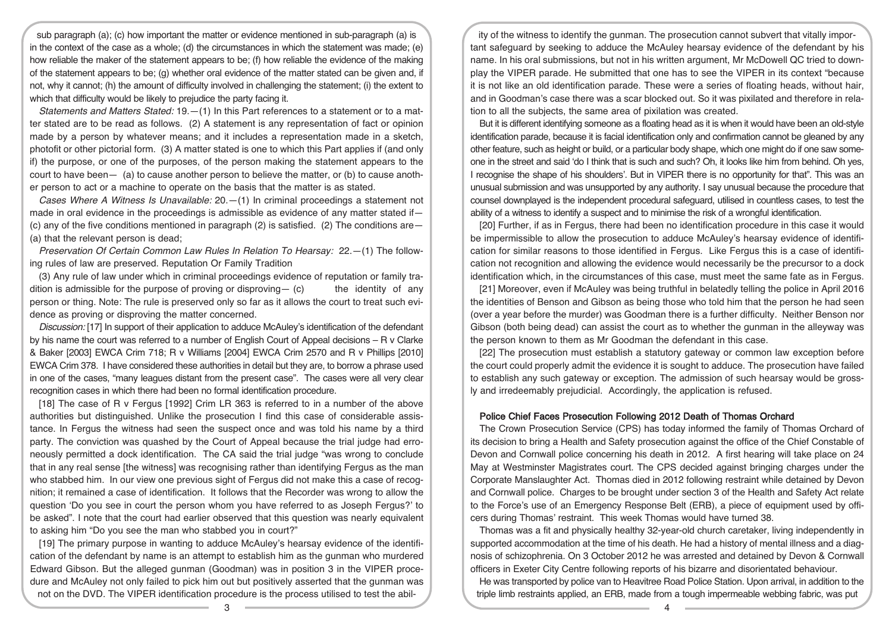sub paragraph (a); (c) how important the matter or evidence mentioned in sub-paragraph (a) is in the context of the case as a whole; (d) the circumstances in which the statement was made; (e) how reliable the maker of the statement appears to be; (f) how reliable the evidence of the making of the statement appears to be; (g) whether oral evidence of the matter stated can be given and, if not, why it cannot; (h) the amount of difficulty involved in challenging the statement; (i) the extent to which that difficulty would be likely to prejudice the party facing it.

*Statements and Matters Stated:* 19.—(1) In this Part references to a statement or to a matter stated are to be read as follows. (2) A statement is any representation of fact or opinion made by a person by whatever means; and it includes a representation made in a sketch, photofit or other pictorial form. (3) A matter stated is one to which this Part applies if (and only if) the purpose, or one of the purposes, of the person making the statement appears to the court to have been— (a) to cause another person to believe the matter, or (b) to cause another person to act or a machine to operate on the basis that the matter is as stated.

*Cases Where A Witness Is Unavailable:* 20.—(1) In criminal proceedings a statement not made in oral evidence in the proceedings is admissible as evidence of any matter stated if— (c) any of the five conditions mentioned in paragraph (2) is satisfied. (2) The conditions are— (a) that the relevant person is dead;

*Preservation Of Certain Common Law Rules In Relation To Hearsay:* 22.—(1) The following rules of law are preserved. Reputation Or Family Tradition

(3) Any rule of law under which in criminal proceedings evidence of reputation or family tradition is admissible for the purpose of proving or disproving— (c) the identity of any person or thing. Note: The rule is preserved only so far as it allows the court to treat such evidence as proving or disproving the matter concerned.

*Discussion:* [17] In support of their application to adduce McAuley's identification of the defendant by his name the court was referred to a number of English Court of Appeal decisions – R v Clarke & Baker [2003] EWCA Crim 718; R v Williams [2004] EWCA Crim 2570 and R v Phillips [2010] EWCA Crim 378. I have considered these authorities in detail but they are, to borrow a phrase used in one of the cases, "many leagues distant from the present case". The cases were all very clear recognition cases in which there had been no formal identification procedure.

[18] The case of R v Fergus [1992] Crim LR 363 is referred to in a number of the above authorities but distinguished. Unlike the prosecution I find this case of considerable assistance. In Fergus the witness had seen the suspect once and was told his name by a third party. The conviction was quashed by the Court of Appeal because the trial judge had erroneously permitted a dock identification. The CA said the trial judge "was wrong to conclude that in any real sense [the witness] was recognising rather than identifying Fergus as the man who stabbed him. In our view one previous sight of Fergus did not make this a case of recognition; it remained a case of identification. It follows that the Recorder was wrong to allow the question 'Do you see in court the person whom you have referred to as Joseph Fergus?' to be asked". I note that the court had earlier observed that this question was nearly equivalent to asking him "Do you see the man who stabbed you in court?"

[19] The primary purpose in wanting to adduce McAuley's hearsay evidence of the identification of the defendant by name is an attempt to establish him as the gunman who murdered Edward Gibson. But the alleged gunman (Goodman) was in position 3 in the VIPER procedure and McAuley not only failed to pick him out but positively asserted that the gunman was not on the DVD. The VIPER identification procedure is the process utilised to test the ability of the witness to identify the gunman. The prosecution cannot subvert that vitally important safeguard by seeking to adduce the McAuley hearsay evidence of the defendant by his name. In his oral submissions, but not in his written argument, Mr McDowell QC tried to downplay the VIPER parade. He submitted that one has to see the VIPER in its context "because it is not like an old identification parade. These were a series of floating heads, without hair, and in Goodman's case there was a scar blocked out. So it was pixilated and therefore in relation to all the subjects, the same area of pixilation was created.

But it is different identifying someone as a floating head as it is when it would have been an old-style identification parade, because it is facial identification only and confirmation cannot be gleaned by any other feature, such as height or build, or a particular body shape, which one might do if one saw someone in the street and said 'do I think that is such and such? Oh, it looks like him from behind. Oh yes, I recognise the shape of his shoulders'. But in VIPER there is no opportunity for that". This was an unusual submission and was unsupported by any authority. I say unusual because the procedure that counsel downplayed is the independent procedural safeguard, utilised in countless cases, to test the ability of a witness to identify a suspect and to minimise the risk of a wrongful identification.

[20] Further, if as in Fergus, there had been no identification procedure in this case it would be impermissible to allow the prosecution to adduce McAuley's hearsay evidence of identification for similar reasons to those identified in Fergus. Like Fergus this is a case of identification not recognition and allowing the evidence would necessarily be the precursor to a dock identification which, in the circumstances of this case, must meet the same fate as in Fergus.

[21] Moreover, even if McAuley was being truthful in belatedly telling the police in April 2016 the identities of Benson and Gibson as being those who told him that the person he had seen (over a year before the murder) was Goodman there is a further difficulty. Neither Benson nor Gibson (both being dead) can assist the court as to whether the gunman in the alleyway was the person known to them as Mr Goodman the defendant in this case.

[22] The prosecution must establish a statutory gateway or common law exception before the court could properly admit the evidence it is sought to adduce. The prosecution have failed to establish any such gateway or exception. The admission of such hearsay would be grossly and irredeemably prejudicial. Accordingly, the application is refused.

## Police Chief Faces Prosecution Following 2012 Death of Thomas Orchard

The Crown Prosecution Service (CPS) has today informed the family of Thomas Orchard of its decision to bring a Health and Safety prosecution against the office of the Chief Constable of Devon and Cornwall police concerning his death in 2012. A first hearing will take place on 24 May at Westminster Magistrates court. The CPS decided against bringing charges under the Corporate Manslaughter Act. Thomas died in 2012 following restraint while detained by Devon and Cornwall police. Charges to be brought under section 3 of the Health and Safety Act relate to the Force's use of an Emergency Response Belt (ERB), a piece of equipment used by officers during Thomas' restraint. This week Thomas would have turned 38.

Thomas was a fit and physically healthy 32-year-old church caretaker, living independently in supported accommodation at the time of his death. He had a history of mental illness and a diagnosis of schizophrenia. On 3 October 2012 he was arrested and detained by Devon & Cornwall officers in Exeter City Centre following reports of his bizarre and disorientated behaviour.

He was transported by police van to Heavitree Road Police Station. Upon arrival, in addition to the triple limb restraints applied, an ERB, made from a tough impermeable webbing fabric, was put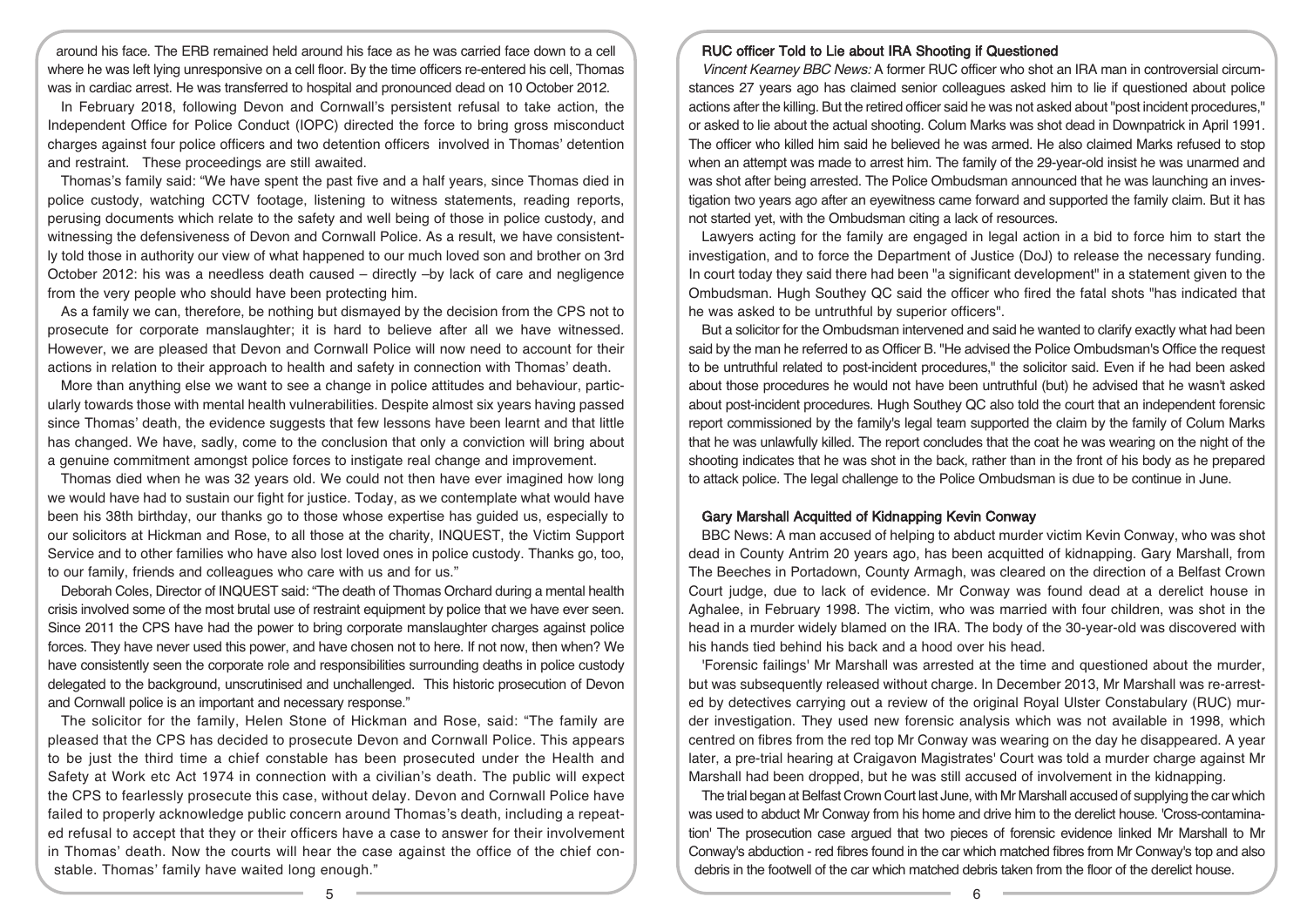around his face. The ERB remained held around his face as he was carried face down to a cell where he was left lying unresponsive on a cell floor. By the time officers re-entered his cell, Thomas was in cardiac arrest. He was transferred to hospital and pronounced dead on 10 October 2012.

In February 2018, following Devon and Cornwall's persistent refusal to take action, the Independent Office for Police Conduct (IOPC) directed the force to bring gross misconduct charges against four police officers and two detention officers involved in Thomas' detention and restraint. These proceedings are still awaited.

Thomas's family said: "We have spent the past five and a half years, since Thomas died in police custody, watching CCTV footage, listening to witness statements, reading reports, perusing documents which relate to the safety and well being of those in police custody, and witnessing the defensiveness of Devon and Cornwall Police. As a result, we have consistently told those in authority our view of what happened to our much loved son and brother on 3rd October 2012: his was a needless death caused – directly –by lack of care and negligence from the very people who should have been protecting him.

As a family we can, therefore, be nothing but dismayed by the decision from the CPS not to prosecute for corporate manslaughter; it is hard to believe after all we have witnessed. However, we are pleased that Devon and Cornwall Police will now need to account for their actions in relation to their approach to health and safety in connection with Thomas' death.

More than anything else we want to see a change in police attitudes and behaviour, particularly towards those with mental health vulnerabilities. Despite almost six years having passed since Thomas' death, the evidence suggests that few lessons have been learnt and that little has changed. We have, sadly, come to the conclusion that only a conviction will bring about a genuine commitment amongst police forces to instigate real change and improvement.

Thomas died when he was 32 years old. We could not then have ever imagined how long we would have had to sustain our fight for justice. Today, as we contemplate what would have been his 38th birthday, our thanks go to those whose expertise has guided us, especially to our solicitors at Hickman and Rose, to all those at the charity, INQUEST, the Victim Support Service and to other families who have also lost loved ones in police custody. Thanks go, too, to our family, friends and colleagues who care with us and for us."

Deborah Coles, Director of INQUEST said: "The death of Thomas Orchard during a mental health crisis involved some of the most brutal use of restraint equipment by police that we have ever seen. Since 2011 the CPS have had the power to bring corporate manslaughter charges against police forces. They have never used this power, and have chosen not to here. If not now, then when? We have consistently seen the corporate role and responsibilities surrounding deaths in police custody delegated to the background, unscrutinised and unchallenged. This historic prosecution of Devon and Cornwall police is an important and necessary response."

The solicitor for the family, Helen Stone of Hickman and Rose, said: "The family are pleased that the CPS has decided to prosecute Devon and Cornwall Police. This appears to be just the third time a chief constable has been prosecuted under the Health and Safety at Work etc Act 1974 in connection with a civilian's death. The public will expect the CPS to fearlessly prosecute this case, without delay. Devon and Cornwall Police have failed to properly acknowledge public concern around Thomas's death, including a repeated refusal to accept that they or their officers have a case to answer for their involvement in Thomas' death. Now the courts will hear the case against the office of the chief constable. Thomas' family have waited long enough."

## RUC officer Told to Lie about IRA Shooting if Questioned

*Vincent Kearney BBC News:* A former RUC officer who shot an IRA man in controversial circumstances 27 years ago has claimed senior colleagues asked him to lie if questioned about police actions after the killing. But the retired officer said he was not asked about "post incident procedures," or asked to lie about the actual shooting. Colum Marks was shot dead in Downpatrick in April 1991. The officer who killed him said he believed he was armed. He also claimed Marks refused to stop when an attempt was made to arrest him. The family of the 29-year-old insist he was unarmed and was shot after being arrested. The Police Ombudsman announced that he was launching an investigation two years ago after an eyewitness came forward and supported the family claim. But it has not started yet, with the Ombudsman citing a lack of resources.

Lawyers acting for the family are engaged in legal action in a bid to force him to start the investigation, and to force the Department of Justice (DoJ) to release the necessary funding. In court today they said there had been "a significant development" in a statement given to the Ombudsman. Hugh Southey QC said the officer who fired the fatal shots "has indicated that he was asked to be untruthful by superior officers".

But a solicitor for the Ombudsman intervened and said he wanted to clarify exactly what had been said by the man he referred to as Officer B. "He advised the Police Ombudsman's Office the request to be untruthful related to post-incident procedures," the solicitor said. Even if he had been asked about those procedures he would not have been untruthful (but) he advised that he wasn't asked about post-incident procedures. Hugh Southey QC also told the court that an independent forensic report commissioned by the family's legal team supported the claim by the family of Colum Marks that he was unlawfully killed. The report concludes that the coat he was wearing on the night of the shooting indicates that he was shot in the back, rather than in the front of his body as he prepared to attack police. The legal challenge to the Police Ombudsman is due to be continue in June.

## Gary Marshall Acquitted of Kidnapping Kevin Conway

BBC News: A man accused of helping to abduct murder victim Kevin Conway, who was shot dead in County Antrim 20 years ago, has been acquitted of kidnapping. Gary Marshall, from The Beeches in Portadown, County Armagh, was cleared on the direction of a Belfast Crown Court judge, due to lack of evidence. Mr Conway was found dead at a derelict house in Aghalee, in February 1998. The victim, who was married with four children, was shot in the head in a murder widely blamed on the IRA. The body of the 30-year-old was discovered with his hands tied behind his back and a hood over his head.

'Forensic failings' Mr Marshall was arrested at the time and questioned about the murder, but was subsequently released without charge. In December 2013, Mr Marshall was re-arrested by detectives carrying out a review of the original Royal Ulster Constabulary (RUC) murder investigation. They used new forensic analysis which was not available in 1998, which centred on fibres from the red top Mr Conway was wearing on the day he disappeared. A year later, a pre-trial hearing at Craigavon Magistrates' Court was told a murder charge against Mr Marshall had been dropped, but he was still accused of involvement in the kidnapping.

The trial began at Belfast Crown Court last June, with Mr Marshall accused of supplying the car which was used to abduct Mr Conway from his home and drive him to the derelict house. 'Cross-contamination' The prosecution case argued that two pieces of forensic evidence linked Mr Marshall to Mr Conway's abduction - red fibres found in the car which matched fibres from Mr Conway's top and also debris in the footwell of the car which matched debris taken from the floor of the derelict house.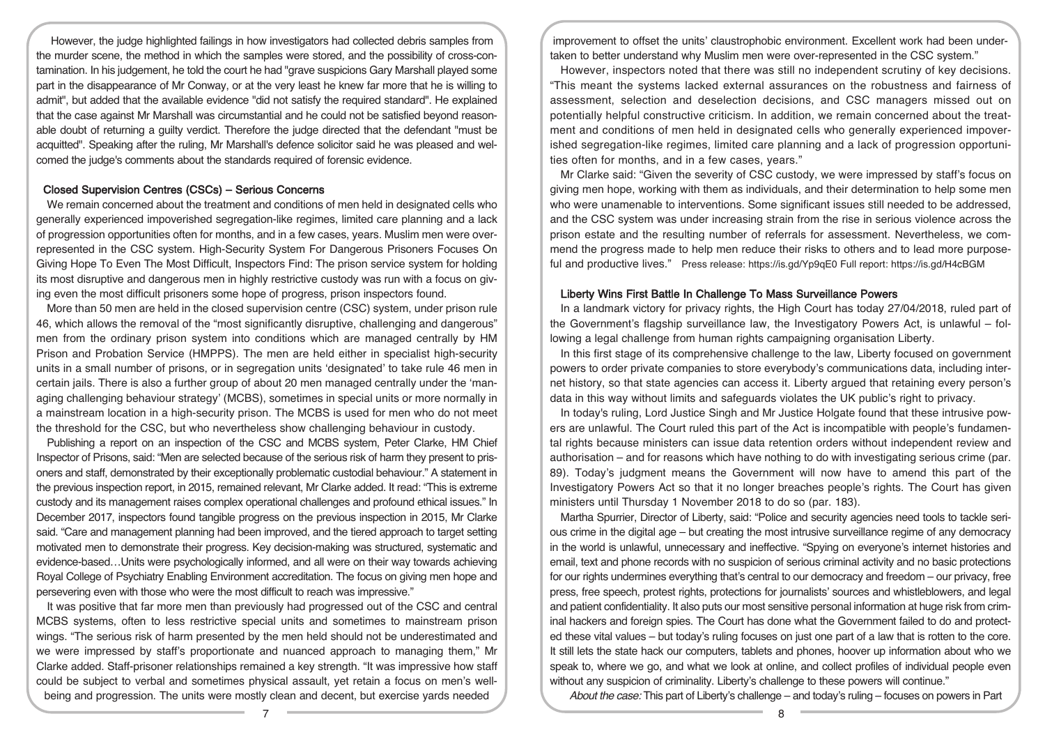However, the judge highlighted failings in how investigators had collected debris samples from the murder scene, the method in which the samples were stored, and the possibility of cross-contamination. In his judgement, he told the court he had "grave suspicions Gary Marshall played some part in the disappearance of Mr Conway, or at the very least he knew far more that he is willing to admit", but added that the available evidence "did not satisfy the required standard". He explained that the case against Mr Marshall was circumstantial and he could not be satisfied beyond reasonable doubt of returning a guilty verdict. Therefore the judge directed that the defendant "must be acquitted". Speaking after the ruling, Mr Marshall's defence solicitor said he was pleased and welcomed the judge's comments about the standards required of forensic evidence.

### Closed Supervision Centres (CSCs) – Serious Concerns

We remain concerned about the treatment and conditions of men held in designated cells who generally experienced impoverished segregation-like regimes, limited care planning and a lack of progression opportunities often for months, and in a few cases, years. Muslim men were over-represented in the CSC system. High-Security System For Dangerous Prisoners Focuses On Giving Hope To Even The Most Difficult, Inspectors Find: The prison service system for holding its most disruptive and dangerous men in highly restrictive custody was run with a focus on giving even the most difficult prisoners some hope of progress, prison inspectors found.

More than 50 men are held in the closed supervision centre (CSC) system, under prison rule 46, which allows the removal of the "most significantly disruptive, challenging and dangerous" men from the ordinary prison system into conditions which are managed centrally by HM Prison and Probation Service (HMPPS). The men are held either in specialist high-security units in a small number of prisons, or in segregation units 'designated' to take rule 46 men in certain jails. There is also a further group of about 20 men managed centrally under the 'managing challenging behaviour strategy' (MCBS), sometimes in special units or more normally in a mainstream location in a high-security prison. The MCBS is used for men who do not meet the threshold for the CSC, but who nevertheless show challenging behaviour in custody.

Publishing a report on an inspection of the CSC and MCBS system, Peter Clarke, HM Chief Inspector of Prisons, said: "Men are selected because of the serious risk of harm they present to prisoners and staff, demonstrated by their exceptionally problematic custodial behaviour." A statement in the previous inspection report, in 2015, remained relevant, Mr Clarke added. It read: "This is extreme custody and its management raises complex operational challenges and profound ethical issues." In December 2017, inspectors found tangible progress on the previous inspection in 2015, Mr Clarke said. "Care and management planning had been improved, and the tiered approach to target setting motivated men to demonstrate their progress. Key decision-making was structured, systematic and evidence-based…Units were psychologically informed, and all were on their way towards achieving Royal College of Psychiatry Enabling Environment accreditation. The focus on giving men hope and persevering even with those who were the most difficult to reach was impressive."

It was positive that far more men than previously had progressed out of the CSC and central MCBS systems, often to less restrictive special units and sometimes to mainstream prison wings. "The serious risk of harm presented by the men held should not be underestimated and we were impressed by staff's proportionate and nuanced approach to managing them," Mr Clarke added. Staff-prisoner relationships remained a key strength. "It was impressive how staff could be subject to verbal and sometimes physical assault, yet retain a focus on men's well-being and progression. The units were mostly clean and decent, but exercise yards needed improvement to offset the units' claustrophobic environment. Excellent work had been undertaken to better understand why Muslim men were over-represented in the CSC system."

However, inspectors noted that there was still no independent scrutiny of key decisions. "This meant the systems lacked external assurances on the robustness and fairness of assessment, selection and deselection decisions, and CSC managers missed out on potentially helpful constructive criticism. In addition, we remain concerned about the treatment and conditions of men held in designated cells who generally experienced impoverished segregation-like regimes, limited care planning and a lack of progression opportunities often for months, and in a few cases, years."

Mr Clarke said: "Given the severity of CSC custody, we were impressed by staff's focus on giving men hope, working with them as individuals, and their determination to help some men who were unamenable to interventions. Some significant issues still needed to be addressed, and the CSC system was under increasing strain from the rise in serious violence across the prison estate and the resulting number of referrals for assessment. Nevertheless, we commend the progress made to help men reduce their risks to others and to lead more purposeful and productive lives." Press release: https://is.gd/Yp9qE0 Full report: https://is.gd/H4cBGM

### Liberty Wins First Battle In Challenge To Mass Surveillance Powers

In a landmark victory for privacy rights, the High Court has today 27/04/2018, ruled part of the Government's flagship surveillance law, the Investigatory Powers Act, is unlawful – following a legal challenge from human rights campaigning organisation Liberty.

In this first stage of its comprehensive challenge to the law, Liberty focused on government powers to order private companies to store everybody's communications data, including internet history, so that state agencies can access it. Liberty argued that retaining every person's data in this way without limits and safeguards violates the UK public's right to privacy.

In today's ruling, Lord Justice Singh and Mr Justice Holgate found that these intrusive powers are unlawful. The Court ruled this part of the Act is incompatible with people's fundamental rights because ministers can issue data retention orders without independent review and authorisation – and for reasons which have nothing to do with investigating serious crime (par. 89). Today's judgment means the Government will now have to amend this part of the Investigatory Powers Act so that it no longer breaches people's rights. The Court has given ministers until Thursday 1 November 2018 to do so (par. 183).

Martha Spurrier, Director of Liberty, said: "Police and security agencies need tools to tackle serious crime in the digital age – but creating the most intrusive surveillance regime of any democracy in the world is unlawful, unnecessary and ineffective. "Spying on everyone's internet histories and email, text and phone records with no suspicion of serious criminal activity and no basic protections for our rights undermines everything that's central to our democracy and freedom – our privacy, free press, free speech, protest rights, protections for journalists' sources and whistleblowers, and legal and patient confidentiality. It also puts our most sensitive personal information at huge risk from criminal hackers and foreign spies. The Court has done what the Government failed to do and protected these vital values – but today's ruling focuses on just one part of a law that is rotten to the core. It still lets the state hack our computers, tablets and phones, hoover up information about who we speak to, where we go, and what we look at online, and collect profiles of individual people even without any suspicion of criminality. Liberty's challenge to these powers will continue."

*About the case:* This part of Liberty's challenge – and today's ruling – focuses on powers in Part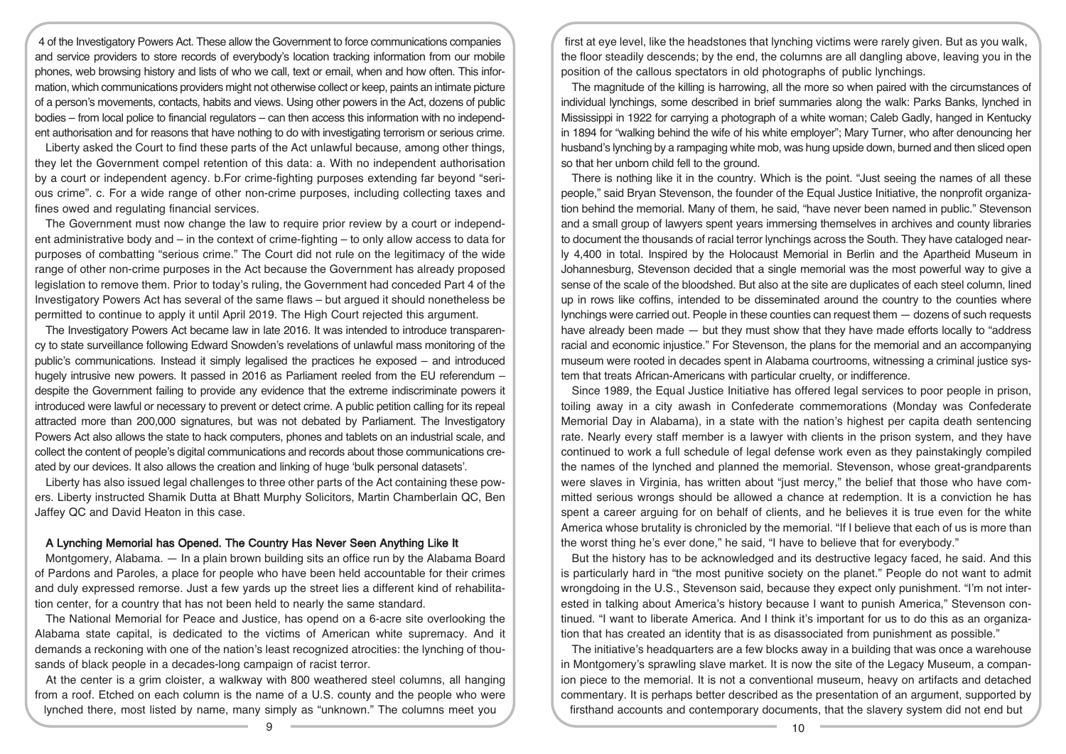4 of the Investigatory Powers Act. These allow the Government to force communications companies and service providers to store records of everybody's location tracking information from our mobile phones, web browsing history and lists of who we call, text or email, when and how often. This information, which communications providers might not otherwise collect or keep, paints an intimate picture of a person's movements, contacts, habits and views. Using other powers in the Act, dozens of public bodies – from local police to financial regulators – can then access this information with no independent authorisation and for reasons that have nothing to do with investigating terrorism or serious crime.

Liberty asked the Court to find these parts of the Act unlawful because, among other things, they let the Government compel retention of this data: a. With no independent authorisation by a court or independent agency. b.For crime-fighting purposes extending far beyond "serious crime". c. For a wide range of other non-crime purposes, including collecting taxes and fines owed and regulating financial services.

The Government must now change the law to require prior review by a court or independent administrative body and – in the context of crime-fighting – to only allow access to data for purposes of combatting "serious crime." The Court did not rule on the legitimacy of the wide range of other non-crime purposes in the Act because the Government has already proposed legislation to remove them. Prior to today's ruling, the Government had conceded Part 4 of the Investigatory Powers Act has several of the same flaws – but argued it should nonetheless be permitted to continue to apply it until April 2019. The High Court rejected this argument.

The Investigatory Powers Act became law in late 2016. It was intended to introduce transparency to state surveillance following Edward Snowden's revelations of unlawful mass monitoring of the public's communications. Instead it simply legalised the practices he exposed – and introduced hugely intrusive new powers. It passed in 2016 as Parliament reeled from the EU referendum – despite the Government failing to provide any evidence that the extreme indiscriminate powers it introduced were lawful or necessary to prevent or detect crime. A public petition calling for its repeal attracted more than 200,000 signatures, but was not debated by Parliament. The Investigatory Powers Act also allows the state to hack computers, phones and tablets on an industrial scale, and collect the content of people's digital communications and records about those communications created by our devices. It also allows the creation and linking of huge 'bulk personal datasets'.

Liberty has also issued legal challenges to three other parts of the Act containing these powers. Liberty instructed Shamik Dutta at Bhatt Murphy Solicitors, Martin Chamberlain QC, Ben Jaffey QC and David Heaton in this case.

## A Lynching Memorial has Opened. The Country Has Never Seen Anything Like It

Montgomery, Alabama. — In a plain brown building sits an office run by the Alabama Board of Pardons and Paroles, a place for people who have been held accountable for their crimes and duly expressed remorse. Just a few yards up the street lies a different kind of rehabilitation center, for a country that has not been held to nearly the same standard.

The National Memorial for Peace and Justice, has opend on a 6-acre site overlooking the Alabama state capital, is dedicated to the victims of American white supremacy. And it demands a reckoning with one of the nation's least recognized atrocities: the lynching of thousands of black people in a decades-long campaign of racist terror.

At the center is a grim cloister, a walkway with 800 weathered steel columns, all hanging from a roof. Etched on each column is the name of a U.S. county and the people who were lynched there, most listed by name, many simply as "unknown." The columns meet you first at eye level, like the headstones that lynching victims were rarely given. But as you walk, the floor steadily descends; by the end, the columns are all dangling above, leaving you in the position of the callous spectators in old photographs of public lynchings.

The magnitude of the killing is harrowing, all the more so when paired with the circumstances of individual lynchings, some described in brief summaries along the walk: Parks Banks, lynched in Mississippi in 1922 for carrying a photograph of a white woman; Caleb Gadly, hanged in Kentucky in 1894 for "walking behind the wife of his white employer"; Mary Turner, who after denouncing her husband's lynching by a rampaging white mob, was hung upside down, burned and then sliced open so that her unborn child fell to the ground.

There is nothing like it in the country. Which is the point. "Just seeing the names of all these people," said Bryan Stevenson, the founder of the Equal Justice Initiative, the nonprofit organization behind the memorial. Many of them, he said, "have never been named in public." Stevenson and a small group of lawyers spent years immersing themselves in archives and county libraries to document the thousands of racial terror lynchings across the South. They have cataloged nearly 4,400 in total. Inspired by the Holocaust Memorial in Berlin and the Apartheid Museum in Johannesburg, Stevenson decided that a single memorial was the most powerful way to give a sense of the scale of the bloodshed. But also at the site are duplicates of each steel column, lined up in rows like coffins, intended to be disseminated around the country to the counties where lynchings were carried out. People in these counties can request them — dozens of such requests have already been made — but they must show that they have made efforts locally to "address racial and economic injustice." For Stevenson, the plans for the memorial and an accompanying museum were rooted in decades spent in Alabama courtrooms, witnessing a criminal justice system that treats African-Americans with particular cruelty, or indifference.

Since 1989, the Equal Justice Initiative has offered legal services to poor people in prison, toiling away in a city awash in Confederate commemorations (Monday was Confederate Memorial Day in Alabama), in a state with the nation's highest per capita death sentencing rate. Nearly every staff member is a lawyer with clients in the prison system, and they have continued to work a full schedule of legal defense work even as they painstakingly compiled the names of the lynched and planned the memorial. Stevenson, whose great-grandparents were slaves in Virginia, has written about "just mercy," the belief that those who have committed serious wrongs should be allowed a chance at redemption. It is a conviction he has spent a career arguing for on behalf of clients, and he believes it is true even for the white America whose brutality is chronicled by the memorial. "If I believe that each of us is more than the worst thing he's ever done," he said, "I have to believe that for everybody."

But the history has to be acknowledged and its destructive legacy faced, he said. And this is particularly hard in "the most punitive society on the planet." People do not want to admit wrongdoing in the U.S., Stevenson said, because they expect only punishment. "I'm not interested in talking about America's history because I want to punish America," Stevenson continued. "I want to liberate America. And I think it's important for us to do this as an organization that has created an identity that is as disassociated from punishment as possible."

The initiative's headquarters are a few blocks away in a building that was once a warehouse in Montgomery's sprawling slave market. It is now the site of the Legacy Museum, a companion piece to the memorial. It is not a conventional museum, heavy on artifacts and detached commentary. It is perhaps better described as the presentation of an argument, supported by firsthand accounts and contemporary documents, that the slavery system did not end but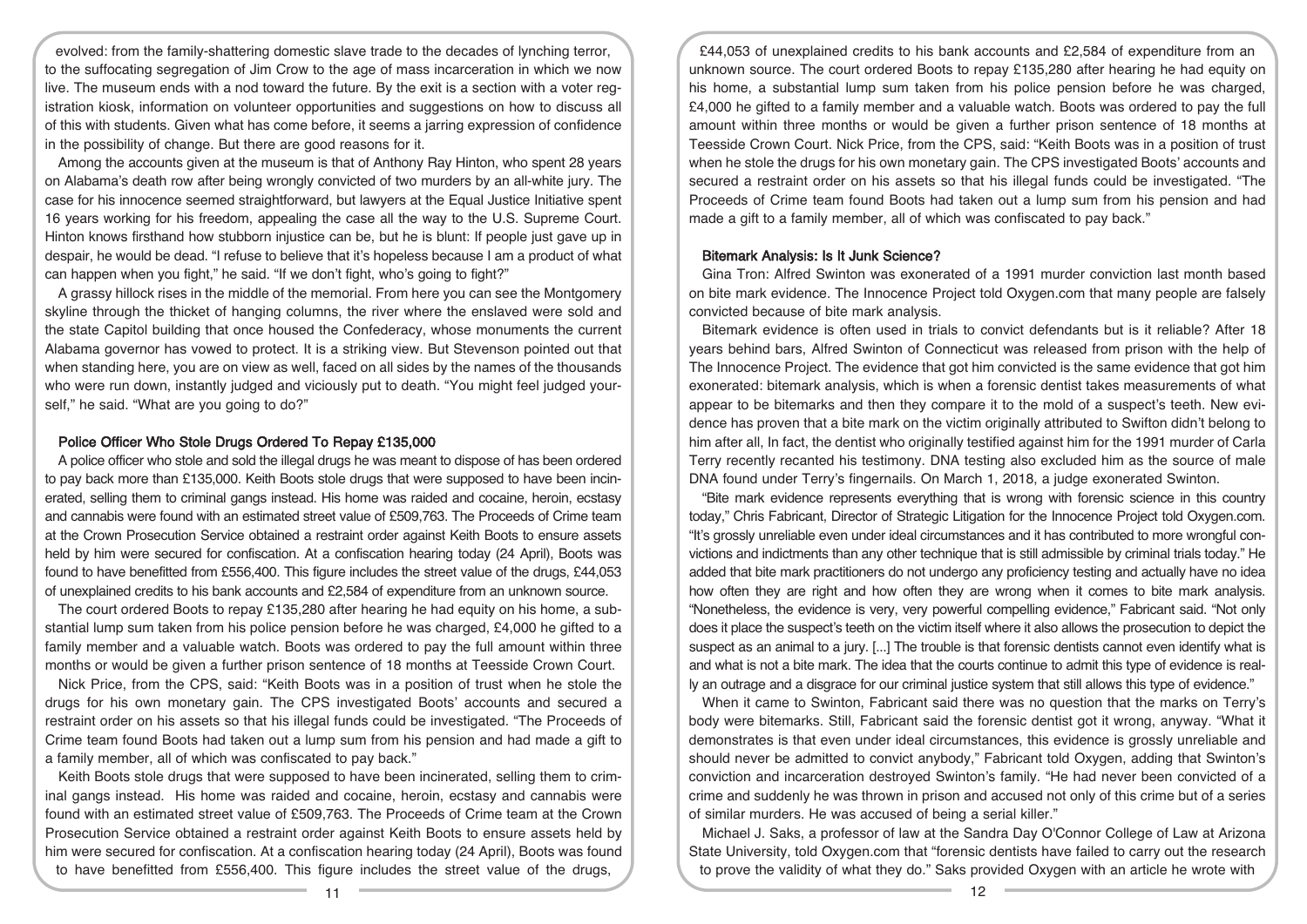evolved: from the family-shattering domestic slave trade to the decades of lynching terror, to the suffocating segregation of Jim Crow to the age of mass incarceration in which we now live. The museum ends with a nod toward the future. By the exit is a section with a voter registration kiosk, information on volunteer opportunities and suggestions on how to discuss all of this with students. Given what has come before, it seems a jarring expression of confidence in the possibility of change. But there are good reasons for it.

Among the accounts given at the museum is that of Anthony Ray Hinton, who spent 28 years on Alabama's death row after being wrongly convicted of two murders by an all-white jury. The case for his innocence seemed straightforward, but lawyers at the Equal Justice Initiative spent 16 years working for his freedom, appealing the case all the way to the U.S. Supreme Court. Hinton knows firsthand how stubborn injustice can be, but he is blunt: If people just gave up in despair, he would be dead. "I refuse to believe that it's hopeless because I am a product of what can happen when you fight," he said. "If we don't fight, who's going to fight?"

A grassy hillock rises in the middle of the memorial. From here you can see the Montgomery skyline through the thicket of hanging columns, the river where the enslaved were sold and the state Capitol building that once housed the Confederacy, whose monuments the current Alabama governor has vowed to protect. It is a striking view. But Stevenson pointed out that when standing here, you are on view as well, faced on all sides by the names of the thousands who were run down, instantly judged and viciously put to death. "You might feel judged yourself," he said. "What are you going to do?"

## Police Officer Who Stole Drugs Ordered To Repay £135,000

A police officer who stole and sold the illegal drugs he was meant to dispose of has been ordered to pay back more than £135,000. Keith Boots stole drugs that were supposed to have been incinerated, selling them to criminal gangs instead. His home was raided and cocaine, heroin, ecstasy and cannabis were found with an estimated street value of £509,763. The Proceeds of Crime team at the Crown Prosecution Service obtained a restraint order against Keith Boots to ensure assets held by him were secured for confiscation. At a confiscation hearing today (24 April), Boots was found to have benefitted from £556,400. This figure includes the street value of the drugs, £44,053 of unexplained credits to his bank accounts and £2,584 of expenditure from an unknown source.

The court ordered Boots to repay £135,280 after hearing he had equity on his home, a substantial lump sum taken from his police pension before he was charged, £4,000 he gifted to a family member and a valuable watch. Boots was ordered to pay the full amount within three months or would be given a further prison sentence of 18 months at Teesside Crown Court.

Nick Price, from the CPS, said: "Keith Boots was in a position of trust when he stole the drugs for his own monetary gain. The CPS investigated Boots' accounts and secured a restraint order on his assets so that his illegal funds could be investigated. "The Proceeds of Crime team found Boots had taken out a lump sum from his pension and had made a gift to a family member, all of which was confiscated to pay back."

Keith Boots stole drugs that were supposed to have been incinerated, selling them to criminal gangs instead. His home was raided and cocaine, heroin, ecstasy and cannabis were found with an estimated street value of £509,763. The Proceeds of Crime team at the Crown Prosecution Service obtained a restraint order against Keith Boots to ensure assets held by him were secured for confiscation. At a confiscation hearing today (24 April), Boots was found to have benefitted from £556,400. This figure includes the street value of the drugs, £44,053 of unexplained credits to his bank accounts and £2,584 of expenditure from an unknown source. The court ordered Boots to repay £135,280 after hearing he had equity on his home, a substantial lump sum taken from his police pension before he was charged, £4,000 he gifted to a family member and a valuable watch. Boots was ordered to pay the full amount within three months or would be given a further prison sentence of 18 months at Teesside Crown Court. Nick Price, from the CPS, said: "Keith Boots was in a position of trust when he stole the drugs for his own monetary gain. The CPS investigated Boots' accounts and secured a restraint order on his assets so that his illegal funds could be investigated. "The Proceeds of Crime team found Boots had taken out a lump sum from his pension and had made a gift to a family member, all of which was confiscated to pay back."

## Bitemark Analysis: Is It Junk Science?

Gina Tron: Alfred Swinton was exonerated of a 1991 murder conviction last month based on bite mark evidence. The Innocence Project told Oxygen.com that many people are falsely convicted because of bite mark analysis.

Bitemark evidence is often used in trials to convict defendants but is it reliable? After 18 years behind bars, Alfred Swinton of Connecticut was released from prison with the help of The Innocence Project. The evidence that got him convicted is the same evidence that got him exonerated: bitemark analysis, which is when a forensic dentist takes measurements of what appear to be bitemarks and then they compare it to the mold of a suspect's teeth. New evidence has proven that a bite mark on the victim originally attributed to Swifton didn't belong to him after all, In fact, the dentist who originally testified against him for the 1991 murder of Carla Terry recently recanted his testimony. DNA testing also excluded him as the source of male DNA found under Terry's fingernails. On March 1, 2018, a judge exonerated Swinton.

"Bite mark evidence represents everything that is wrong with forensic science in this country today," Chris Fabricant, Director of Strategic Litigation for the Innocence Project told Oxygen.com. "It's grossly unreliable even under ideal circumstances and it has contributed to more wrongful convictions and indictments than any other technique that is still admissible by criminal trials today." He added that bite mark practitioners do not undergo any proficiency testing and actually have no idea how often they are right and how often they are wrong when it comes to bite mark analysis. "Nonetheless, the evidence is very, very powerful compelling evidence," Fabricant said. "Not only does it place the suspect's teeth on the victim itself where it also allows the prosecution to depict the suspect as an animal to a jury. [...] The trouble is that forensic dentists cannot even identify what is and what is not a bite mark. The idea that the courts continue to admit this type of evidence is really an outrage and a disgrace for our criminal justice system that still allows this type of evidence."

When it came to Swinton, Fabricant said there was no question that the marks on Terry's body were bitemarks. Still, Fabricant said the forensic dentist got it wrong, anyway. "What it demonstrates is that even under ideal circumstances, this evidence is grossly unreliable and should never be admitted to convict anybody," Fabricant told Oxygen, adding that Swinton's conviction and incarceration destroyed Swinton's family. "He had never been convicted of a crime and suddenly he was thrown in prison and accused not only of this crime but of a series of similar murders. He was accused of being a serial killer."

Michael J. Saks, a professor of law at the Sandra Day O'Connor College of Law at Arizona State University, told Oxygen.com that "forensic dentists have failed to carry out the research to prove the validity of what they do." Saks provided Oxygen with an article he wrote with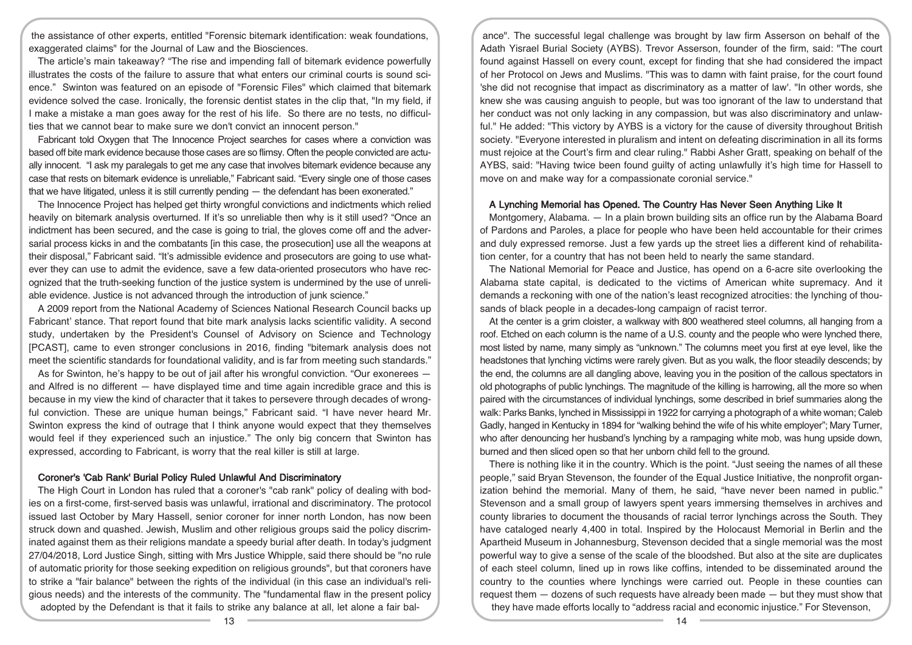the assistance of other experts, entitled "Forensic bitemark identification: weak foundations, exaggerated claims" for the Journal of Law and the Biosciences.

The article's main takeaway? "The rise and impending fall of bitemark evidence powerfully illustrates the costs of the failure to assure that what enters our criminal courts is sound science." Swinton was featured on an episode of "Forensic Files" which claimed that bitemark evidence solved the case. Ironically, the forensic dentist states in the clip that, "In my field, if I make a mistake a man goes away for the rest of his life. So there are no tests, no difficulties that we cannot bear to make sure we don't convict an innocent person."

Fabricant told Oxygen that The Innocence Project searches for cases where a conviction was based off bite mark evidence because those cases are so flimsy. Often the people convicted are actually innocent. "I ask my paralegals to get me any case that involves bitemark evidence because any case that rests on bitemark evidence is unreliable," Fabricant said. "Every single one of those cases that we have litigated, unless it is still currently pending — the defendant has been exonerated."

The Innocence Project has helped get thirty wrongful convictions and indictments which relied heavily on bitemark analysis overturned. If it's so unreliable then why is it still used? "Once an indictment has been secured, and the case is going to trial, the gloves come off and the adversarial process kicks in and the combatants [in this case, the prosecution] use all the weapons at their disposal," Fabricant said. "It's admissible evidence and prosecutors are going to use whatever they can use to admit the evidence, save a few data-oriented prosecutors who have recognized that the truth-seeking function of the justice system is undermined by the use of unreliable evidence. Justice is not advanced through the introduction of junk science."

A 2009 report from the National Academy of Sciences National Research Council backs up Fabricant' stance. That report found that bite mark analysis lacks scientific validity. A second study, undertaken by the President's Counsel of Advisory on Science and Technology [PCAST], came to even stronger conclusions in 2016, finding "bitemark analysis does not meet the scientific standards for foundational validity, and is far from meeting such standards."

As for Swinton, he's happy to be out of jail after his wrongful conviction. "Our exonerees — and Alfred is no different — have displayed time and time again incredible grace and this is because in my view the kind of character that it takes to persevere through decades of wrongful conviction. These are unique human beings," Fabricant said. "I have never heard Mr. Swinton express the kind of outrage that I think anyone would expect that they themselves would feel if they experienced such an injustice." The only big concern that Swinton has expressed, according to Fabricant, is worry that the real killer is still at large.

## Coroner's 'Cab Rank' Burial Policy Ruled Unlawful And Discriminatory

The High Court in London has ruled that a coroner's "cab rank" policy of dealing with bodies on a first-come, first-served basis was unlawful, irrational and discriminatory. The protocol issued last October by Mary Hassell, senior coroner for inner north London, has now been struck down and quashed. Jewish, Muslim and other religious groups said the policy discriminated against them as their religions mandate a speedy burial after death. In today's judgment 27/04/2018, Lord Justice Singh, sitting with Mrs Justice Whipple, said there should be "no rule of automatic priority for those seeking expedition on religious grounds", but that coroners have to strike a "fair balance" between the rights of the individual (in this case an individual's religious needs) and the interests of the community. The "fundamental flaw in the present policy adopted by the Defendant is that it fails to strike any balance at all, let alone a fair balance". The successful legal challenge was brought by law firm Asserson on behalf of the Adath Yisrael Burial Society (AYBS). Trevor Asserson, founder of the firm, said: "The court found against Hassell on every count, except for finding that she had considered the impact of her Protocol on Jews and Muslims. "This was to damn with faint praise, for the court found 'she did not recognise that impact as discriminatory as a matter of law'. "In other words, she knew she was causing anguish to people, but was too ignorant of the law to understand that her conduct was not only lacking in any compassion, but was also discriminatory and unlawful." He added: "This victory by AYBS is a victory for the cause of diversity throughout British society. "Everyone interested in pluralism and intent on defeating discrimination in all its forms must rejoice at the Court's firm and clear ruling." Rabbi Asher Gratt, speaking on behalf of the AYBS, said: "Having twice been found guilty of acting unlawfully it's high time for Hassell to move on and make way for a compassionate coronial service."

## A Lynching Memorial has Opened. The Country Has Never Seen Anything Like It

Montgomery, Alabama. — In a plain brown building sits an office run by the Alabama Board of Pardons and Paroles, a place for people who have been held accountable for their crimes and duly expressed remorse. Just a few yards up the street lies a different kind of rehabilitation center, for a country that has not been held to nearly the same standard.

The National Memorial for Peace and Justice, has opend on a 6-acre site overlooking the Alabama state capital, is dedicated to the victims of American white supremacy. And it demands a reckoning with one of the nation's least recognized atrocities: the lynching of thousands of black people in a decades-long campaign of racist terror.

At the center is a grim cloister, a walkway with 800 weathered steel columns, all hanging from a roof. Etched on each column is the name of a U.S. county and the people who were lynched there, most listed by name, many simply as "unknown." The columns meet you first at eye level, like the headstones that lynching victims were rarely given. But as you walk, the floor steadily descends; by the end, the columns are all dangling above, leaving you in the position of the callous spectators in old photographs of public lynchings. The magnitude of the killing is harrowing, all the more so when paired with the circumstances of individual lynchings, some described in brief summaries along the walk: Parks Banks, lynched in Mississippi in 1922 for carrying a photograph of a white woman; Caleb Gadly, hanged in Kentucky in 1894 for "walking behind the wife of his white employer"; Mary Turner, who after denouncing her husband's lynching by a rampaging white mob, was hung upside down, burned and then sliced open so that her unborn child fell to the ground.

There is nothing like it in the country. Which is the point. "Just seeing the names of all these people," said Bryan Stevenson, the founder of the Equal Justice Initiative, the nonprofit organization behind the memorial. Many of them, he said, "have never been named in public." Stevenson and a small group of lawyers spent years immersing themselves in archives and county libraries to document the thousands of racial terror lynchings across the South. They have cataloged nearly 4,400 in total. Inspired by the Holocaust Memorial in Berlin and the Apartheid Museum in Johannesburg, Stevenson decided that a single memorial was the most powerful way to give a sense of the scale of the bloodshed. But also at the site are duplicates of each steel column, lined up in rows like coffins, intended to be disseminated around the country to the counties where lynchings were carried out. People in these counties can request them — dozens of such requests have already been made — but they must show that they have made efforts locally to "address racial and economic injustice." For Stevenson,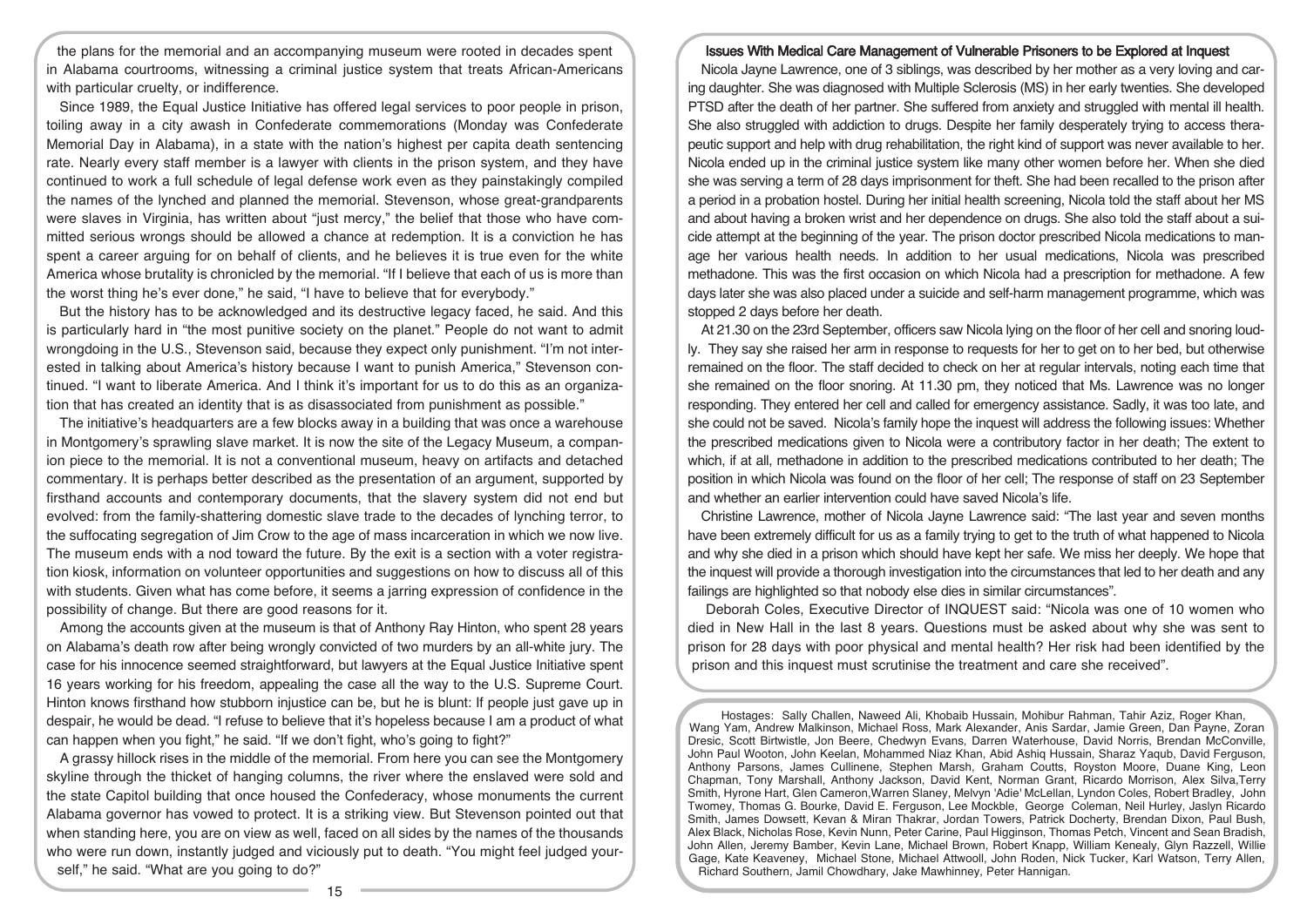the plans for the memorial and an accompanying museum were rooted in decades spent in Alabama courtrooms, witnessing a criminal justice system that treats African-Americans with particular cruelty, or indifference.

Since 1989, the Equal Justice Initiative has offered legal services to poor people in prison, toiling away in a city awash in Confederate commemorations (Monday was Confederate Memorial Day in Alabama), in a state with the nation's highest per capita death sentencing rate. Nearly every staff member is a lawyer with clients in the prison system, and they have continued to work a full schedule of legal defense work even as they painstakingly compiled the names of the lynched and planned the memorial. Stevenson, whose great-grandparents were slaves in Virginia, has written about "just mercy," the belief that those who have committed serious wrongs should be allowed a chance at redemption. It is a conviction he has spent a career arguing for on behalf of clients, and he believes it is true even for the white America whose brutality is chronicled by the memorial. "If I believe that each of us is more than the worst thing he's ever done," he said, "I have to believe that for everybody."

But the history has to be acknowledged and its destructive legacy faced, he said. And this is particularly hard in "the most punitive society on the planet." People do not want to admit wrongdoing in the U.S., Stevenson said, because they expect only punishment. "I'm not interested in talking about America's history because I want to punish America," Stevenson continued. "I want to liberate America. And I think it's important for us to do this as an organization that has created an identity that is as disassociated from punishment as possible."

The initiative's headquarters are a few blocks away in a building that was once a warehouse in Montgomery's sprawling slave market. It is now the site of the Legacy Museum, a companion piece to the memorial. It is not a conventional museum, heavy on artifacts and detached commentary. It is perhaps better described as the presentation of an argument, supported by firsthand accounts and contemporary documents, that the slavery system did not end but evolved: from the family-shattering domestic slave trade to the decades of lynching terror, to the suffocating segregation of Jim Crow to the age of mass incarceration in which we now live. The museum ends with a nod toward the future. By the exit is a section with a voter registration kiosk, information on volunteer opportunities and suggestions on how to discuss all of this with students. Given what has come before, it seems a jarring expression of confidence in the possibility of change. But there are good reasons for it.

Among the accounts given at the museum is that of Anthony Ray Hinton, who spent 28 years on Alabama's death row after being wrongly convicted of two murders by an all-white jury. The case for his innocence seemed straightforward, but lawyers at the Equal Justice Initiative spent 16 years working for his freedom, appealing the case all the way to the U.S. Supreme Court. Hinton knows firsthand how stubborn injustice can be, but he is blunt: If people just gave up in despair, he would be dead. "I refuse to believe that it's hopeless because I am a product of what can happen when you fight," he said. "If we don't fight, who's going to fight?"

A grassy hillock rises in the middle of the memorial. From here you can see the Montgomery skyline through the thicket of hanging columns, the river where the enslaved were sold and the state Capitol building that once housed the Confederacy, whose monuments the current Alabama governor has vowed to protect. It is a striking view. But Stevenson pointed out that when standing here, you are on view as well, faced on all sides by the names of the thousands who were run down, instantly judged and viciously put to death. "You might feel judged yourself," he said. "What are you going to do?"

### Issues With Medical Care Management of Vulnerable Prisoners to be Explored at Inquest

Nicola Jayne Lawrence, one of 3 siblings, was described by her mother as a very loving and caring daughter. She was diagnosed with Multiple Sclerosis (MS) in her early twenties. She developed PTSD after the death of her partner. She suffered from anxiety and struggled with mental ill health. She also struggled with addiction to drugs. Despite her family desperately trying to access therapeutic support and help with drug rehabilitation, the right kind of support was never available to her. Nicola ended up in the criminal justice system like many other women before her. When she died she was serving a term of 28 days imprisonment for theft. She had been recalled to the prison after a period in a probation hostel. During her initial health screening, Nicola told the staff about her MS and about having a broken wrist and her dependence on drugs. She also told the staff about a suicide attempt at the beginning of the year. The prison doctor prescribed Nicola medications to manage her various health needs. In addition to her usual medications, Nicola was prescribed methadone. This was the first occasion on which Nicola had a prescription for methadone. A few days later she was also placed under a suicide and self-harm management programme, which was stopped 2 days before her death.

At 21.30 on the 23rd September, officers saw Nicola lying on the floor of her cell and snoring loudly. They say she raised her arm in response to requests for her to get on to her bed, but otherwise remained on the floor. The staff decided to check on her at regular intervals, noting each time that she remained on the floor snoring. At 11.30 pm, they noticed that Ms. Lawrence was no longer responding. They entered her cell and called for emergency assistance. Sadly, it was too late, and she could not be saved. Nicola's family hope the inquest will address the following issues: Whether the prescribed medications given to Nicola were a contributory factor in her death; The extent to which, if at all, methadone in addition to the prescribed medications contributed to her death; The position in which Nicola was found on the floor of her cell; The response of staff on 23 September and whether an earlier intervention could have saved Nicola's life.

Christine Lawrence, mother of Nicola Jayne Lawrence said: "The last year and seven months have been extremely difficult for us as a family trying to get to the truth of what happened to Nicola and why she died in a prison which should have kept her safe. We miss her deeply. We hope that the inquest will provide a thorough investigation into the circumstances that led to her death and any failings are highlighted so that nobody else dies in similar circumstances".

Deborah Coles, Executive Director of INQUEST said: "Nicola was one of 10 women who died in New Hall in the last 8 years. Questions must be asked about why she was sent to prison for 28 days with poor physical and mental health? Her risk had been identified by the prison and this inquest must scrutinise the treatment and care she received".

Hostages: Sally Challen, Naweed Ali, Khobaib Hussain, Mohibur Rahman, Tahir Aziz, Roger Khan, Wang Yam, Andrew Malkinson, Michael Ross, Mark Alexander, Anis Sardar, Jamie Green, Dan Payne, Zoran Dresic, Scott Birtwistle, Jon Beere, Chedwyn Evans, Darren Waterhouse, David Norris, Brendan McConville, John Paul Wooton, John Keelan, Mohammed Niaz Khan, Abid Ashiq Hussain, Sharaz Yaqub, David Ferguson, Anthony Parsons, James Cullinene, Stephen Marsh, Graham Coutts, Royston Moore, Duane King, Leon Chapman, Tony Marshall, Anthony Jackson, David Kent, Norman Grant, Ricardo Morrison, Alex Silva,Terry Smith, Hyrone Hart, Glen Cameron,Warren Slaney, Melvyn 'Adie' McLellan, Lyndon Coles, Robert Bradley, John Twomey, Thomas G. Bourke, David E. Ferguson, Lee Mockble, George Coleman, Neil Hurley, Jaslyn Ricardo Smith, James Dowsett, Kevan & Miran Thakrar, Jordan Towers, Patrick Docherty, Brendan Dixon, Paul Bush, Alex Black, Nicholas Rose, Kevin Nunn, Peter Carine, Paul Higginson, Thomas Petch, Vincent and Sean Bradish, John Allen, Jeremy Bamber, Kevin Lane, Michael Brown, Robert Knapp, William Kenealy, Glyn Razzell, Willie Gage, Kate Keaveney, Michael Stone, Michael Attwooll, John Roden, Nick Tucker, Karl Watson, Terry Allen, Richard Southern, Jamil Chowdhary, Jake Mawhinney, Peter Hannigan.